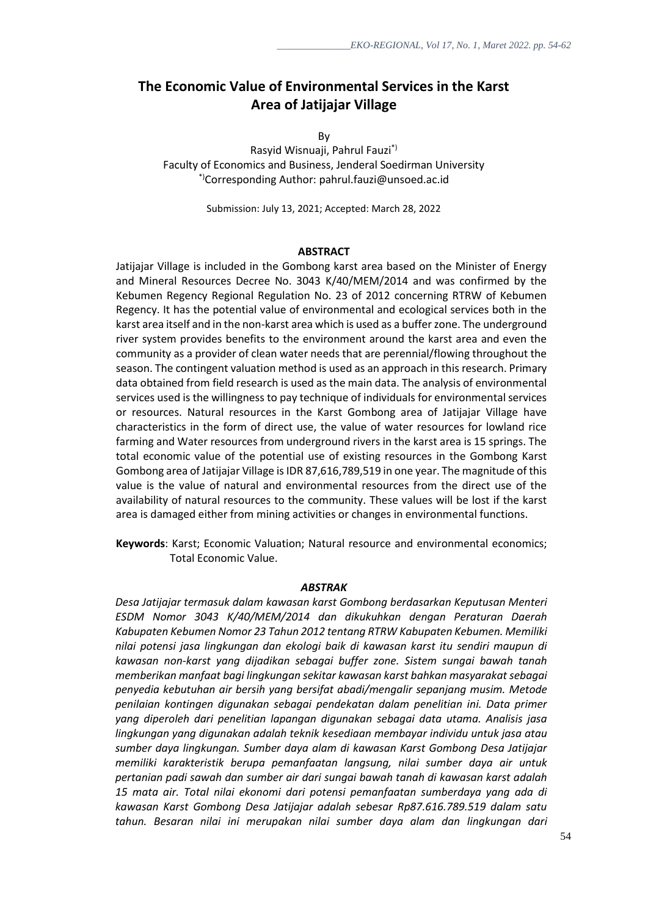# The Economic Value of Environmental Services in the Karst Area of Jatijajar Village

By

Rasyid Wisnuaji, Pahrul Fauzi[*)]

Faculty of Economics and Business, Jenderal Soedirman University

[*)]Corresponding Author: pahrul.fauzi@unsoed.ac.id

Submission: July 13, 2021; Accepted: March 28, 2022

## ABSTRACT

Jatijajar Village is included in the Gombong karst area based on the Minister of Energy and Mineral Resources Decree No. 3043 K/40/MEM/2014 and was confirmed by the Kebumen Regency Regional Regulation No. 23 of 2012 concerning RTRW of Kebumen Regency. It has the potential value of environmental and ecological services both in the karst area itself and in the non-karst area which is used as a buffer zone. The underground river system provides benefits to the environment around the karst area and even the community as a provider of clean water needs that are perennial/flowing throughout the season. The contingent valuation method is used as an approach in this research. Primary data obtained from field research is used as the main data. The analysis of environmental services used is the willingness to pay technique of individuals for environmental services or resources. Natural resources in the Karst Gombong area of Jatijajar Village have characteristics in the form of direct use, the value of water resources for lowland rice farming and Water resources from underground rivers in the karst area is 15 springs. The total economic value of the potential use of existing resources in the Gombong Karst Gombong area of Jatijajar Village is IDR 87,616,789,519 in one year. The magnitude of this value is the value of natural and environmental resources from the direct use of the availability of natural resources to the community. These values will be lost if the karst area is damaged either from mining activities or changes in environmental functions.

**Keywords**: Karst; Economic Valuation; Natural resource and environmental economics; Total Economic Value.

## *ABSTRAK*

*Desa Jatijajar termasuk dalam kawasan karst Gombong berdasarkan Keputusan Menteri ESDM Nomor 3043 K/40/MEM/2014 dan dikukuhkan dengan Peraturan Daerah Kabupaten Kebumen Nomor 23 Tahun 2012 tentang RTRW Kabupaten Kebumen. Memiliki nilai potensi jasa lingkungan dan ekologi baik di kawasan karst itu sendiri maupun di kawasan non-karst yang dijadikan sebagai buffer zone. Sistem sungai bawah tanah memberikan manfaat bagi lingkungan sekitar kawasan karst bahkan masyarakat sebagai penyedia kebutuhan air bersih yang bersifat abadi/mengalir sepanjang musim. Metode penilaian kontingen digunakan sebagai pendekatan dalam penelitian ini. Data primer yang diperoleh dari penelitian lapangan digunakan sebagai data utama. Analisis jasa lingkungan yang digunakan adalah teknik kesediaan membayar individu untuk jasa atau sumber daya lingkungan. Sumber daya alam di kawasan Karst Gombong Desa Jatijajar memiliki karakteristik berupa pemanfaatan langsung, nilai sumber daya air untuk pertanian padi sawah dan sumber air dari sungai bawah tanah di kawasan karst adalah 15 mata air. Total nilai ekonomi dari potensi pemanfaatan sumberdaya yang ada di kawasan Karst Gombong Desa Jatijajar adalah sebesar Rp87.616.789.519 dalam satu tahun. Besaran nilai ini merupakan nilai sumber daya alam dan lingkungan dari*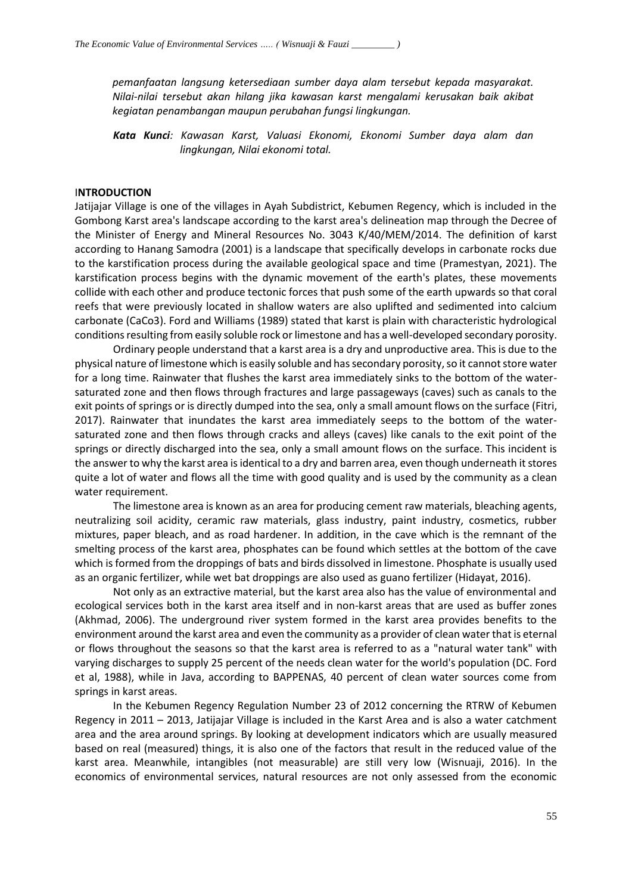*pemanfaatan langsung ketersediaan sumber daya alam tersebut kepada masyarakat. Nilai-nilai tersebut akan hilang jika kawasan karst mengalami kerusakan baik akibat kegiatan penambangan maupun perubahan fungsi lingkungan.*

***Kata Kunci**: Kawasan Karst, Valuasi Ekonomi, Ekonomi Sumber daya alam dan lingkungan, Nilai ekonomi total.*

## INTRODUCTION

Jatijajar Village is one of the villages in Ayah Subdistrict, Kebumen Regency, which is included in the Gombong Karst area's landscape according to the karst area's delineation map through the Decree of the Minister of Energy and Mineral Resources No. 3043 K/40/MEM/2014. The definition of karst according to Hanang Samodra (2001) is a landscape that specifically develops in carbonate rocks due to the karstification process during the available geological space and time (Pramestyan, 2021). The karstification process begins with the dynamic movement of the earth's plates, these movements collide with each other and produce tectonic forces that push some of the earth upwards so that coral reefs that were previously located in shallow waters are also uplifted and sedimented into calcium carbonate ($CaCo_3$). Ford and Williams (1989) stated that karst is plain with characteristic hydrological conditions resulting from easily soluble rock or limestone and has a well-developed secondary porosity.

Ordinary people understand that a karst area is a dry and unproductive area. This is due to the physical nature of limestone which is easily soluble and has secondary porosity, so it cannot store water for a long time. Rainwater that flushes the karst area immediately sinks to the bottom of the water-saturated zone and then flows through fractures and large passageways (caves) such as canals to the exit points of springs or is directly dumped into the sea, only a small amount flows on the surface (Fitri, 2017). Rainwater that inundates the karst area immediately seeps to the bottom of the water-saturated zone and then flows through cracks and alleys (caves) like canals to the exit point of the springs or directly discharged into the sea, only a small amount flows on the surface. This incident is the answer to why the karst area is identical to a dry and barren area, even though underneath it stores quite a lot of water and flows all the time with good quality and is used by the community as a clean water requirement.

The limestone area is known as an area for producing cement raw materials, bleaching agents, neutralizing soil acidity, ceramic raw materials, glass industry, paint industry, cosmetics, rubber mixtures, paper bleach, and as road hardener. In addition, in the cave which is the remnant of the smelting process of the karst area, phosphates can be found which settles at the bottom of the cave which is formed from the droppings of bats and birds dissolved in limestone. Phosphate is usually used as an organic fertilizer, while wet bat droppings are also used as guano fertilizer (Hidayat, 2016).

Not only as an extractive material, but the karst area also has the value of environmental and ecological services both in the karst area itself and in non-karst areas that are used as buffer zones (Akhmad, 2006). The underground river system formed in the karst area provides benefits to the environment around the karst area and even the community as a provider of clean water that is eternal or flows throughout the seasons so that the karst area is referred to as a "natural water tank" with varying discharges to supply 25 percent of the needs clean water for the world's population (DC. Ford et al, 1988), while in Java, according to BAPPENAS, 40 percent of clean water sources come from springs in karst areas.

In the Kebumen Regency Regulation Number 23 of 2012 concerning the RTRW of Kebumen Regency in 2011 – 2013, Jatijajar Village is included in the Karst Area and is also a water catchment area and the area around springs. By looking at development indicators which are usually measured based on real (measured) things, it is also one of the factors that result in the reduced value of the karst area. Meanwhile, intangibles (not measurable) are still very low (Wisnuaji, 2016). In the economics of environmental services, natural resources are not only assessed from the economic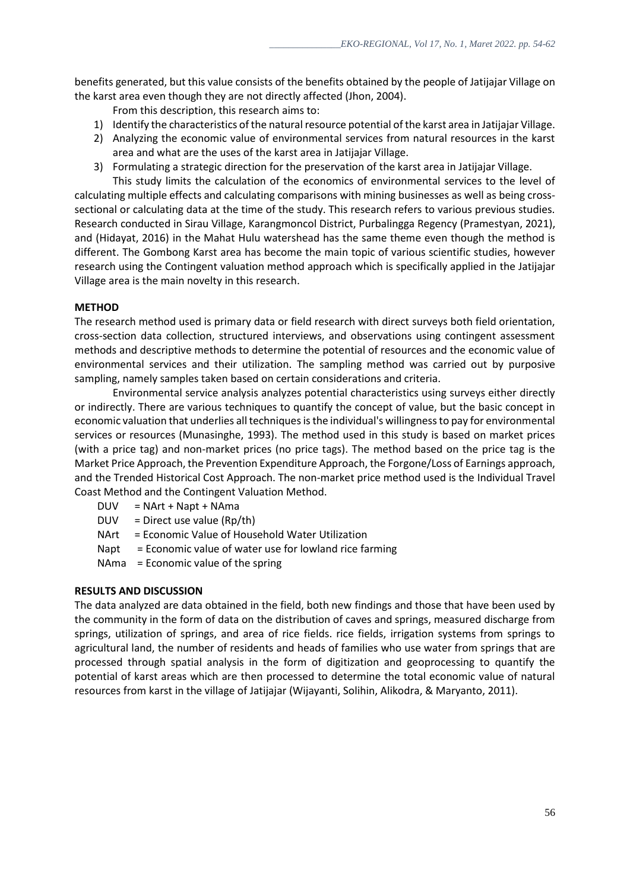benefits generated, but this value consists of the benefits obtained by the people of Jatijajar Village on the karst area even though they are not directly affected (Jhon, 2004).

From this description, this research aims to:

1) Identify the characteristics of the natural resource potential of the karst area in Jatijajar Village.
2) Analyzing the economic value of environmental services from natural resources in the karst area and what are the uses of the karst area in Jatijajar Village.
3) Formulating a strategic direction for the preservation of the karst area in Jatijajar Village.

This study limits the calculation of the economics of environmental services to the level of calculating multiple effects and calculating comparisons with mining businesses as well as being cross-sectional or calculating data at the time of the study. This research refers to various previous studies. Research conducted in Sirau Village, Karangmoncol District, Purbalingga Regency (Pramestyan, 2021), and (Hidayat, 2016) in the Mahat Hulu watershead has the same theme even though the method is different. The Gombong Karst area has become the main topic of various scientific studies, however research using the Contingent valuation method approach which is specifically applied in the Jatijajar Village area is the main novelty in this research.

## METHOD

The research method used is primary data or field research with direct surveys both field orientation, cross-section data collection, structured interviews, and observations using contingent assessment methods and descriptive methods to determine the potential of resources and the economic value of environmental services and their utilization. The sampling method was carried out by purposive sampling, namely samples taken based on certain considerations and criteria.

Environmental service analysis analyzes potential characteristics using surveys either directly or indirectly. There are various techniques to quantify the concept of value, but the basic concept in economic valuation that underlies all techniques is the individual's willingness to pay for environmental services or resources (Munasinghe, 1993). The method used in this study is based on market prices (with a price tag) and non-market prices (no price tags). The method based on the price tag is the Market Price Approach, the Prevention Expenditure Approach, the Forgone/Loss of Earnings approach, and the Trended Historical Cost Approach. The non-market price method used is the Individual Travel Coast Method and the Contingent Valuation Method.

DUV = NArt + Napt + NAma

DUV = Direct use value (Rp/th)

NArt = Economic Value of Household Water Utilization

Napt = Economic value of water use for lowland rice farming

NAma = Economic value of the spring

## RESULTS AND DISCUSSION

The data analyzed are data obtained in the field, both new findings and those that have been used by the community in the form of data on the distribution of caves and springs, measured discharge from springs, utilization of springs, and area of rice fields. rice fields, irrigation systems from springs to agricultural land, the number of residents and heads of families who use water from springs that are processed through spatial analysis in the form of digitization and geoprocessing to quantify the potential of karst areas which are then processed to determine the total economic value of natural resources from karst in the village of Jatijajar (Wijayanti, Solihin, Alikodra, & Maryanto, 2011).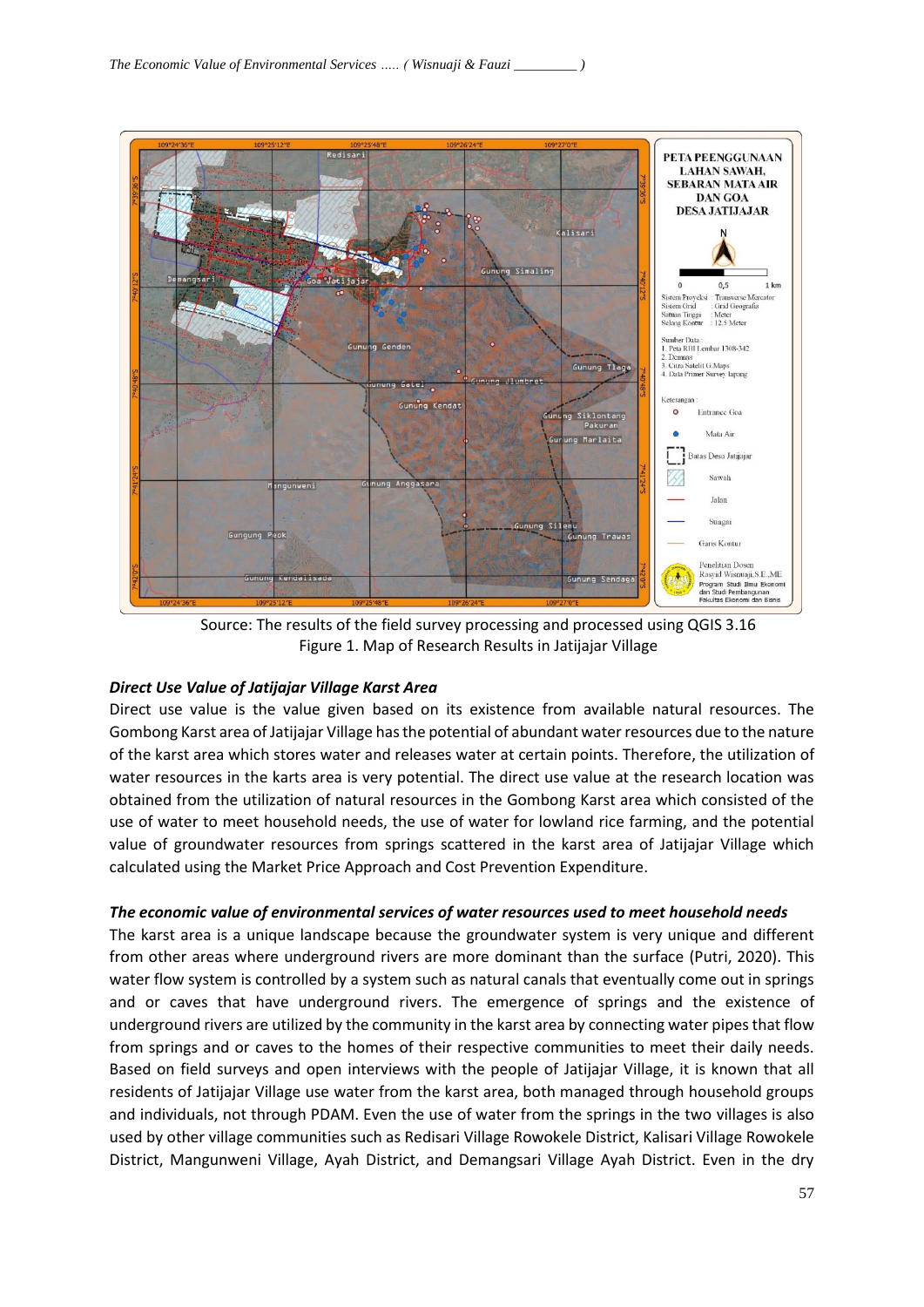Source: The results of the field survey processing and processed using QGIS 3.16
Figure 1. Map of Research Results in Jatijajar Village

### *Direct Use Value of Jatijajar Village Karst Area*

Direct use value is the value given based on its existence from available natural resources. The Gombong Karst area of Jatijajar Village has the potential of abundant water resources due to the nature of the karst area which stores water and releases water at certain points. Therefore, the utilization of water resources in the karts area is very potential. The direct use value at the research location was obtained from the utilization of natural resources in the Gombong Karst area which consisted of the use of water to meet household needs, the use of water for lowland rice farming, and the potential value of groundwater resources from springs scattered in the karst area of Jatijajar Village which calculated using the Market Price Approach and Cost Prevention Expenditure.

### *The economic value of environmental services of water resources used to meet household needs*

The karst area is a unique landscape because the groundwater system is very unique and different from other areas where underground rivers are more dominant than the surface (Putri, 2020). This water flow system is controlled by a system such as natural canals that eventually come out in springs and or caves that have underground rivers. The emergence of springs and the existence of underground rivers are utilized by the community in the karst area by connecting water pipes that flow from springs and or caves to the homes of their respective communities to meet their daily needs. Based on field surveys and open interviews with the people of Jatijajar Village, it is known that all residents of Jatijajar Village use water from the karst area, both managed through household groups and individuals, not through PDAM. Even the use of water from the springs in the two villages is also used by other village communities such as Redisari Village Rowokele District, Kalisari Village Rowokele District, Mangunweni Village, Ayah District, and Demangsari Village Ayah District. Even in the dry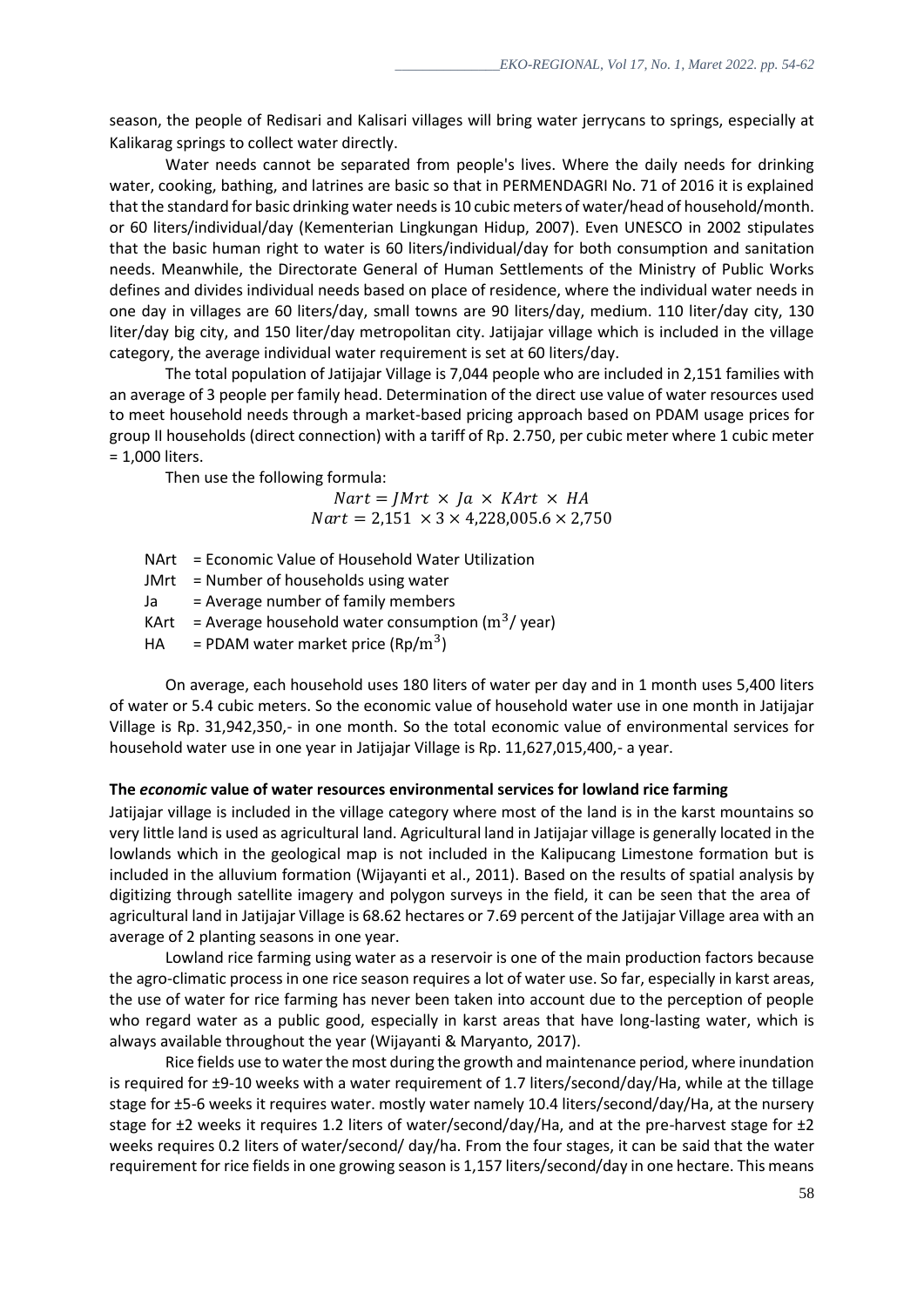season, the people of Redisari and Kalisari villages will bring water jerrycans to springs, especially at Kalikarag springs to collect water directly.

Water needs cannot be separated from people's lives. Where the daily needs for drinking water, cooking, bathing, and latrines are basic so that in PERMENDAGRI No. 71 of 2016 it is explained that the standard for basic drinking water needs is 10 cubic meters of water/head of household/month. or 60 liters/individual/day (Kementerian Lingkungan Hidup, 2007). Even UNESCO in 2002 stipulates that the basic human right to water is 60 liters/individual/day for both consumption and sanitation needs. Meanwhile, the Directorate General of Human Settlements of the Ministry of Public Works defines and divides individual needs based on place of residence, where the individual water needs in one day in villages are 60 liters/day, small towns are 90 liters/day, medium. 110 liter/day city, 130 liter/day big city, and 150 liter/day metropolitan city. Jatijajar village which is included in the village category, the average individual water requirement is set at 60 liters/day.

The total population of Jatijajar Village is 7,044 people who are included in 2,151 families with an average of 3 people per family head. Determination of the direct use value of water resources used to meet household needs through a market-based pricing approach based on PDAM usage prices for group II households (direct connection) with a tariff of Rp. 2.750, per cubic meter where 1 cubic meter = 1,000 liters.

Then use the following formula:

$$Nart = JMrt \times Ja \times KArt \times HA$$
$$Nart = 2{,}151 \times 3 \times 4{,}228{,}005.6 \times 2{,}750$$

NArt = Economic Value of Household Water Utilization
JMrt = Number of households using water
Ja = Average number of family members
KArt = Average household water consumption ($m^3$/ year)
HA = PDAM water market price (Rp/$m^3$)

On average, each household uses 180 liters of water per day and in 1 month uses 5,400 liters of water or 5.4 cubic meters. So the economic value of household water use in one month in Jatijajar Village is Rp. 31,942,350,- in one month. So the total economic value of environmental services for household water use in one year in Jatijajar Village is Rp. 11,627,015,400,- a year.

**The *economic* value of water resources environmental services for lowland rice farming**

Jatijajar village is included in the village category where most of the land is in the karst mountains so very little land is used as agricultural land. Agricultural land in Jatijajar village is generally located in the lowlands which in the geological map is not included in the Kalipucang Limestone formation but is included in the alluvium formation (Wijayanti et al., 2011). Based on the results of spatial analysis by digitizing through satellite imagery and polygon surveys in the field, it can be seen that the area of agricultural land in Jatijajar Village is 68.62 hectares or 7.69 percent of the Jatijajar Village area with an average of 2 planting seasons in one year.

Lowland rice farming using water as a reservoir is one of the main production factors because the agro-climatic process in one rice season requires a lot of water use. So far, especially in karst areas, the use of water for rice farming has never been taken into account due to the perception of people who regard water as a public good, especially in karst areas that have long-lasting water, which is always available throughout the year (Wijayanti & Maryanto, 2017).

Rice fields use to water the most during the growth and maintenance period, where inundation is required for ±9-10 weeks with a water requirement of 1.7 liters/second/day/Ha, while at the tillage stage for ±5-6 weeks it requires water. mostly water namely 10.4 liters/second/day/Ha, at the nursery stage for ±2 weeks it requires 1.2 liters of water/second/day/Ha, and at the pre-harvest stage for ±2 weeks requires 0.2 liters of water/second/ day/ha. From the four stages, it can be said that the water requirement for rice fields in one growing season is 1,157 liters/second/day in one hectare. This means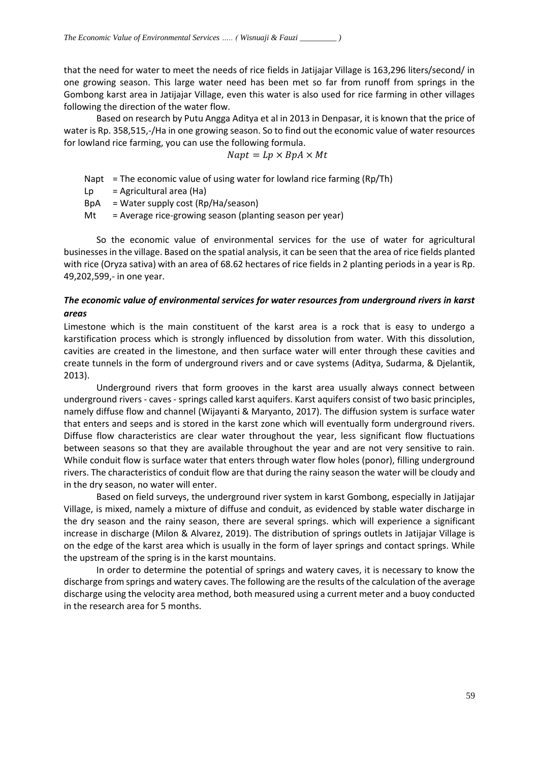that the need for water to meet the needs of rice fields in Jatijajar Village is 163,296 liters/second/ in one growing season. This large water need has been met so far from runoff from springs in the Gombong karst area in Jatijajar Village, even this water is also used for rice farming in other villages following the direction of the water flow.

Based on research by Putu Angga Aditya et al in 2013 in Denpasar, it is known that the price of water is Rp. 358,515,-/Ha in one growing season. So to find out the economic value of water resources for lowland rice farming, you can use the following formula.

$$Napt = Lp \times BpA \times Mt$$

Napt = The economic value of using water for lowland rice farming (Rp/Th)
Lp = Agricultural area (Ha)
BpA = Water supply cost (Rp/Ha/season)
Mt = Average rice-growing season (planting season per year)

So the economic value of environmental services for the use of water for agricultural businesses in the village. Based on the spatial analysis, it can be seen that the area of rice fields planted with rice (Oryza sativa) with an area of 68.62 hectares of rice fields in 2 planting periods in a year is Rp. 49,202,599,- in one year.

### *The economic value of environmental services for water resources from underground rivers in karst areas*

Limestone which is the main constituent of the karst area is a rock that is easy to undergo a karstification process which is strongly influenced by dissolution from water. With this dissolution, cavities are created in the limestone, and then surface water will enter through these cavities and create tunnels in the form of underground rivers and or cave systems (Aditya, Sudarma, & Djelantik, 2013).

Underground rivers that form grooves in the karst area usually always connect between underground rivers - caves - springs called karst aquifers. Karst aquifers consist of two basic principles, namely diffuse flow and channel (Wijayanti & Maryanto, 2017). The diffusion system is surface water that enters and seeps and is stored in the karst zone which will eventually form underground rivers. Diffuse flow characteristics are clear water throughout the year, less significant flow fluctuations between seasons so that they are available throughout the year and are not very sensitive to rain. While conduit flow is surface water that enters through water flow holes (ponor), filling underground rivers. The characteristics of conduit flow are that during the rainy season the water will be cloudy and in the dry season, no water will enter.

Based on field surveys, the underground river system in karst Gombong, especially in Jatijajar Village, is mixed, namely a mixture of diffuse and conduit, as evidenced by stable water discharge in the dry season and the rainy season, there are several springs. which will experience a significant increase in discharge (Milon & Alvarez, 2019). The distribution of springs outlets in Jatijajar Village is on the edge of the karst area which is usually in the form of layer springs and contact springs. While the upstream of the spring is in the karst mountains.

In order to determine the potential of springs and watery caves, it is necessary to know the discharge from springs and watery caves. The following are the results of the calculation of the average discharge using the velocity area method, both measured using a current meter and a buoy conducted in the research area for 5 months.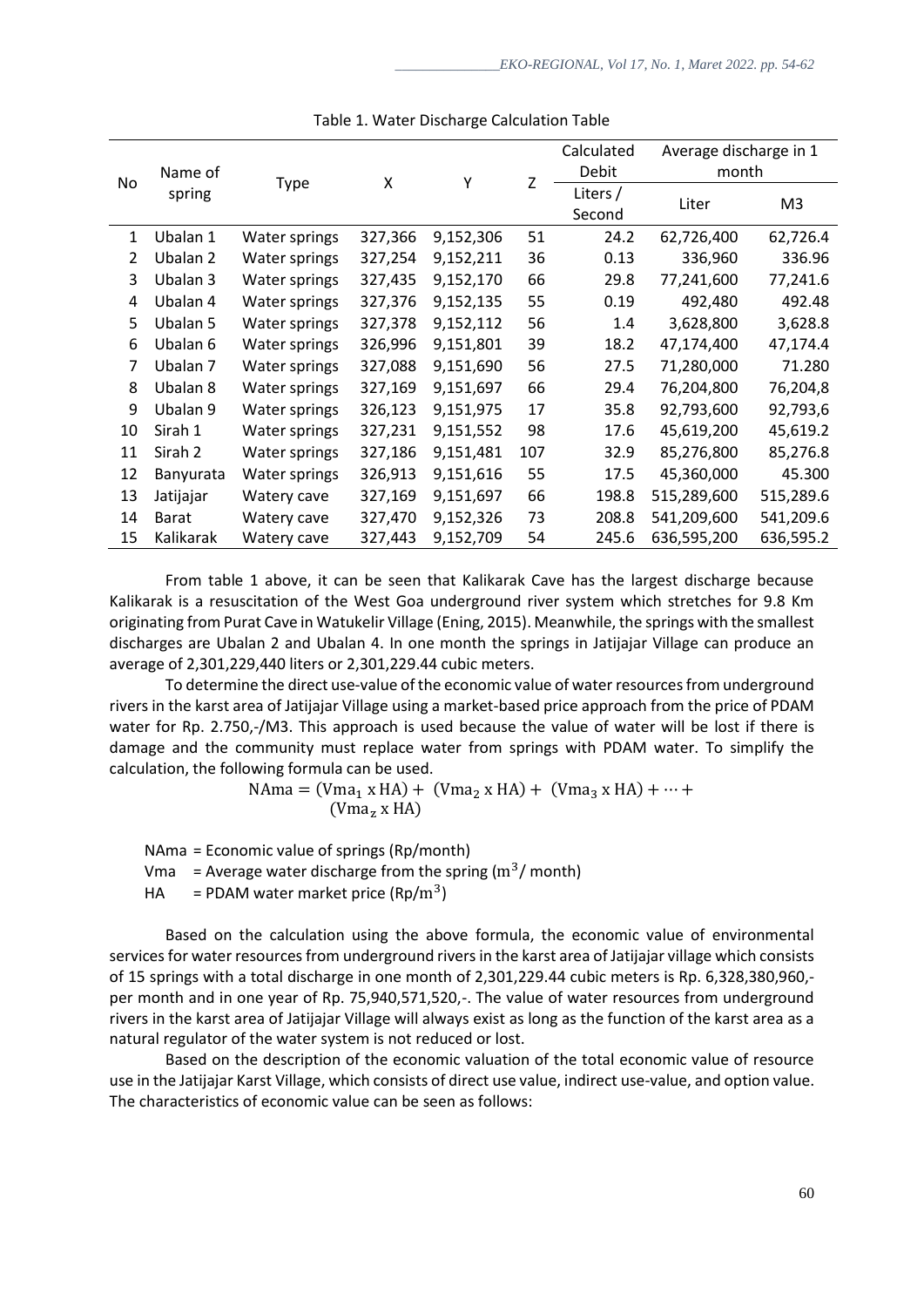Table 1. Water Discharge Calculation Table

| No | Name of spring | Type | X | Y | Z | Calculated Debit | Average discharge in 1 month | |
|---|---|---|---|---|---|---|---|---|
| | | | | | | Liters / Second | Liter | M3 |
| 1 | Ubalan 1 | Water springs | 327,366 | 9,152,306 | 51 | 24.2 | 62,726,400 | 62,726.4 |
| 2 | Ubalan 2 | Water springs | 327,254 | 9,152,211 | 36 | 0.13 | 336,960 | 336.96 |
| 3 | Ubalan 3 | Water springs | 327,435 | 9,152,170 | 66 | 29.8 | 77,241,600 | 77,241.6 |
| 4 | Ubalan 4 | Water springs | 327,376 | 9,152,135 | 55 | 0.19 | 492,480 | 492.48 |
| 5 | Ubalan 5 | Water springs | 327,378 | 9,152,112 | 56 | 1.4 | 3,628,800 | 3,628.8 |
| 6 | Ubalan 6 | Water springs | 326,996 | 9,151,801 | 39 | 18.2 | 47,174,400 | 47,174.4 |
| 7 | Ubalan 7 | Water springs | 327,088 | 9,151,690 | 56 | 27.5 | 71,280,000 | 71.280 |
| 8 | Ubalan 8 | Water springs | 327,169 | 9,151,697 | 66 | 29.4 | 76,204,800 | 76,204,8 |
| 9 | Ubalan 9 | Water springs | 326,123 | 9,151,975 | 17 | 35.8 | 92,793,600 | 92,793,6 |
| 10 | Sirah 1 | Water springs | 327,231 | 9,151,552 | 98 | 17.6 | 45,619,200 | 45,619.2 |
| 11 | Sirah 2 | Water springs | 327,186 | 9,151,481 | 107 | 32.9 | 85,276,800 | 85,276.8 |
| 12 | Banyurata | Water springs | 326,913 | 9,151,616 | 55 | 17.5 | 45,360,000 | 45.300 |
| 13 | Jatijajar | Watery cave | 327,169 | 9,151,697 | 66 | 198.8 | 515,289,600 | 515,289.6 |
| 14 | Barat | Watery cave | 327,470 | 9,152,326 | 73 | 208.8 | 541,209,600 | 541,209.6 |
| 15 | Kalikarak | Watery cave | 327,443 | 9,152,709 | 54 | 245.6 | 636,595,200 | 636,595.2 |

From table 1 above, it can be seen that Kalikarak Cave has the largest discharge because Kalikarak is a resuscitation of the West Goa underground river system which stretches for 9.8 Km originating from Purat Cave in Watukelir Village (Ening, 2015). Meanwhile, the springs with the smallest discharges are Ubalan 2 and Ubalan 4. In one month the springs in Jatijajar Village can produce an average of 2,301,229,440 liters or 2,301,229.44 cubic meters.

To determine the direct use-value of the economic value of water resources from underground rivers in the karst area of Jatijajar Village using a market-based price approach from the price of PDAM water for Rp. 2.750,-/M3. This approach is used because the value of water will be lost if there is damage and the community must replace water from springs with PDAM water. To simplify the calculation, the following formula can be used.

$$\text{NAma} = (\text{Vma}_1 \text{ x HA}) + (\text{Vma}_2 \text{ x HA}) + (\text{Vma}_3 \text{ x HA}) + \cdots + (\text{Vma}_z \text{ x HA})$$

NAma = Economic value of springs (Rp/month)

Vma = Average water discharge from the spring ($m^3$/ month)

HA = PDAM water market price (Rp/$m^3$)

Based on the calculation using the above formula, the economic value of environmental services for water resources from underground rivers in the karst area of Jatijajar village which consists of 15 springs with a total discharge in one month of 2,301,229.44 cubic meters is Rp. 6,328,380,960,- per month and in one year of Rp. 75,940,571,520,-. The value of water resources from underground rivers in the karst area of Jatijajar Village will always exist as long as the function of the karst area as a natural regulator of the water system is not reduced or lost.

Based on the description of the economic valuation of the total economic value of resource use in the Jatijajar Karst Village, which consists of direct use value, indirect use-value, and option value. The characteristics of economic value can be seen as follows: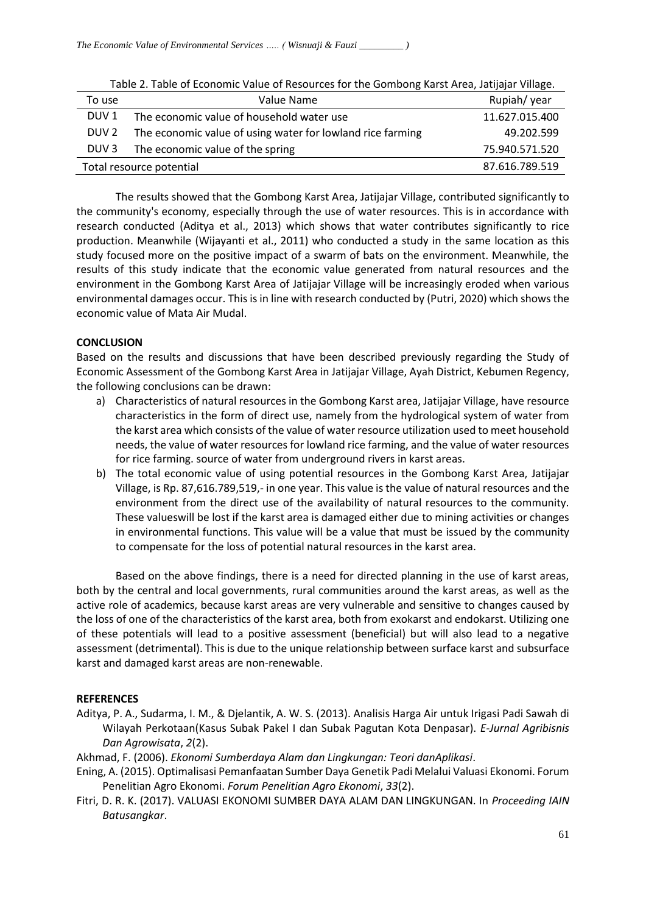Table 2. Table of Economic Value of Resources for the Gombong Karst Area, Jatijajar Village.

| To use | Value Name | Rupiah/ year |
|---|---|---|
| DUV 1 | The economic value of household water use | 11.627.015.400 |
| DUV 2 | The economic value of using water for lowland rice farming | 49.202.599 |
| DUV 3 | The economic value of the spring | 75.940.571.520 |
| Total resource potential | | 87.616.789.519 |

The results showed that the Gombong Karst Area, Jatijajar Village, contributed significantly to the community's economy, especially through the use of water resources. This is in accordance with research conducted (Aditya et al., 2013) which shows that water contributes significantly to rice production. Meanwhile (Wijayanti et al., 2011) who conducted a study in the same location as this study focused more on the positive impact of a swarm of bats on the environment. Meanwhile, the results of this study indicate that the economic value generated from natural resources and the environment in the Gombong Karst Area of Jatijajar Village will be increasingly eroded when various environmental damages occur. This is in line with research conducted by (Putri, 2020) which shows the economic value of Mata Air Mudal.

## CONCLUSION

Based on the results and discussions that have been described previously regarding the Study of Economic Assessment of the Gombong Karst Area in Jatijajar Village, Ayah District, Kebumen Regency, the following conclusions can be drawn:

a) Characteristics of natural resources in the Gombong Karst area, Jatijajar Village, have resource characteristics in the form of direct use, namely from the hydrological system of water from the karst area which consists of the value of water resource utilization used to meet household needs, the value of water resources for lowland rice farming, and the value of water resources for rice farming. source of water from underground rivers in karst areas.
b) The total economic value of using potential resources in the Gombong Karst Area, Jatijajar Village, is Rp. 87,616.789,519,- in one year. This value is the value of natural resources and the environment from the direct use of the availability of natural resources to the community. These valueswill be lost if the karst area is damaged either due to mining activities or changes in environmental functions. This value will be a value that must be issued by the community to compensate for the loss of potential natural resources in the karst area.

Based on the above findings, there is a need for directed planning in the use of karst areas, both by the central and local governments, rural communities around the karst areas, as well as the active role of academics, because karst areas are very vulnerable and sensitive to changes caused by the loss of one of the characteristics of the karst area, both from exokarst and endokarst. Utilizing one of these potentials will lead to a positive assessment (beneficial) but will also lead to a negative assessment (detrimental). This is due to the unique relationship between surface karst and subsurface karst and damaged karst areas are non-renewable.

## REFERENCES

Aditya, P. A., Sudarma, I. M., & Djelantik, A. W. S. (2013). Analisis Harga Air untuk Irigasi Padi Sawah di Wilayah Perkotaan(Kasus Subak Pakel I dan Subak Pagutan Kota Denpasar). *E-Jurnal Agribisnis Dan Agrowisata*, *2*(2).

Akhmad, F. (2006). *Ekonomi Sumberdaya Alam dan Lingkungan: Teori danAplikasi*.

Ening, A. (2015). Optimalisasi Pemanfaatan Sumber Daya Genetik Padi Melalui Valuasi Ekonomi. Forum Penelitian Agro Ekonomi. *Forum Penelitian Agro Ekonomi*, *33*(2).

Fitri, D. R. K. (2017). VALUASI EKONOMI SUMBER DAYA ALAM DAN LINGKUNGAN. In *Proceeding IAIN Batusangkar*.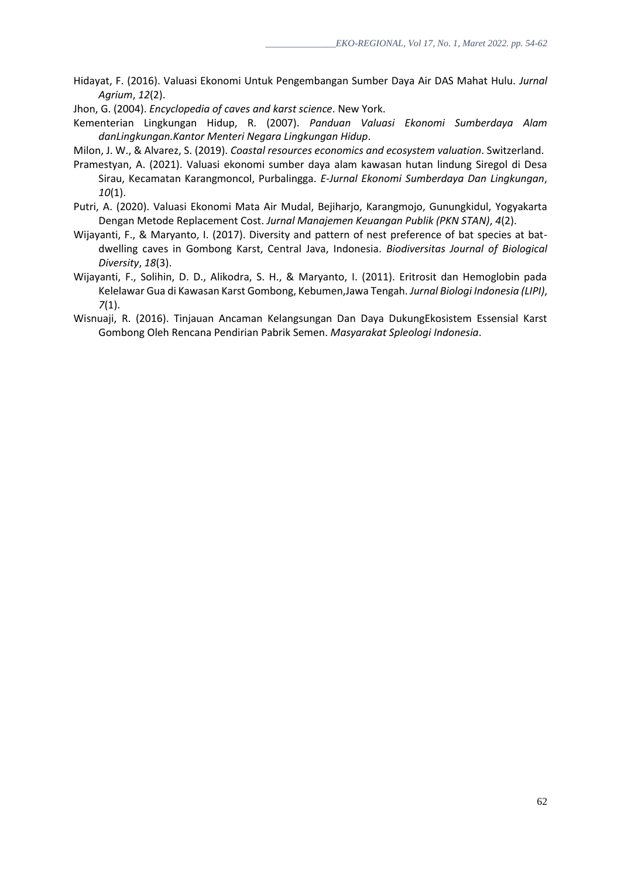Hidayat, F. (2016). Valuasi Ekonomi Untuk Pengembangan Sumber Daya Air DAS Mahat Hulu. *Jurnal Agrium*, *12*(2).

Jhon, G. (2004). *Encyclopedia of caves and karst science*. New York.

Kementerian Lingkungan Hidup, R. (2007). *Panduan Valuasi Ekonomi Sumberdaya Alam danLingkungan.Kantor Menteri Negara Lingkungan Hidup*.

Milon, J. W., & Alvarez, S. (2019). *Coastal resources economics and ecosystem valuation*. Switzerland.

Pramestyan, A. (2021). Valuasi ekonomi sumber daya alam kawasan hutan lindung Siregol di Desa Sirau, Kecamatan Karangmoncol, Purbalingga. *E-Jurnal Ekonomi Sumberdaya Dan Lingkungan*, *10*(1).

Putri, A. (2020). Valuasi Ekonomi Mata Air Mudal, Bejiharjo, Karangmojo, Gunungkidul, Yogyakarta Dengan Metode Replacement Cost. *Jurnal Manajemen Keuangan Publik (PKN STAN)*, *4*(2).

Wijayanti, F., & Maryanto, I. (2017). Diversity and pattern of nest preference of bat species at bat-dwelling caves in Gombong Karst, Central Java, Indonesia. *Biodiversitas Journal of Biological Diversity*, *18*(3).

Wijayanti, F., Solihin, D. D., Alikodra, S. H., & Maryanto, I. (2011). Eritrosit dan Hemoglobin pada Kelelawar Gua di Kawasan Karst Gombong, Kebumen,Jawa Tengah. *Jurnal Biologi Indonesia (LIPI)*, *7*(1).

Wisnuaji, R. (2016). Tinjauan Ancaman Kelangsungan Dan Daya DukungEkosistem Essensial Karst Gombong Oleh Rencana Pendirian Pabrik Semen. *Masyarakat Spleologi Indonesia*.